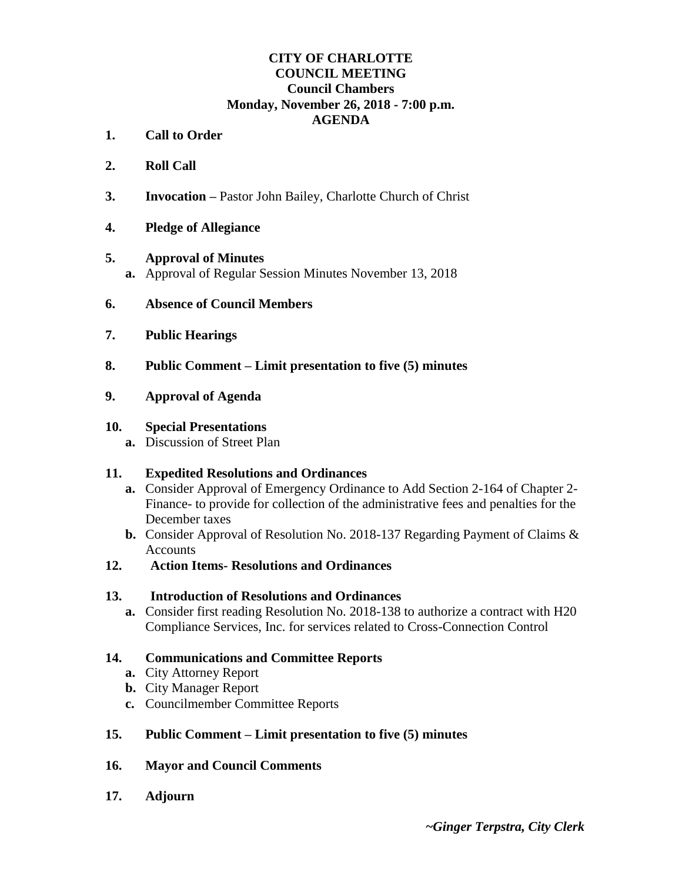# CITY OF CHARLOTTE
## COUNCIL MEETING
### Council Chambers
### Monday, November 26, 2018 - 7:00 p.m.
### AGENDA

**1. Call to Order**

**2. Roll Call**

**3. Invocation –** Pastor John Bailey, Charlotte Church of Christ

**4. Pledge of Allegiance**

**5. Approval of Minutes**

- **a.** Approval of Regular Session Minutes November 13, 2018

**6. Absence of Council Members**

**7. Public Hearings**

**8. Public Comment – Limit presentation to five (5) minutes**

**9. Approval of Agenda**

**10. Special Presentations**

- **a.** Discussion of Street Plan

**11. Expedited Resolutions and Ordinances**

- **a.** Consider Approval of Emergency Ordinance to Add Section 2-164 of Chapter 2- Finance- to provide for collection of the administrative fees and penalties for the December taxes
- **b.** Consider Approval of Resolution No. 2018-137 Regarding Payment of Claims & Accounts

**12. Action Items- Resolutions and Ordinances**

**13. Introduction of Resolutions and Ordinances**

- **a.** Consider first reading Resolution No. 2018-138 to authorize a contract with H20 Compliance Services, Inc. for services related to Cross-Connection Control

**14. Communications and Committee Reports**

- **a.** City Attorney Report
- **b.** City Manager Report
- **c.** Councilmember Committee Reports

**15. Public Comment – Limit presentation to five (5) minutes**

**16. Mayor and Council Comments**

**17. Adjourn**

***~Ginger Terpstra, City Clerk***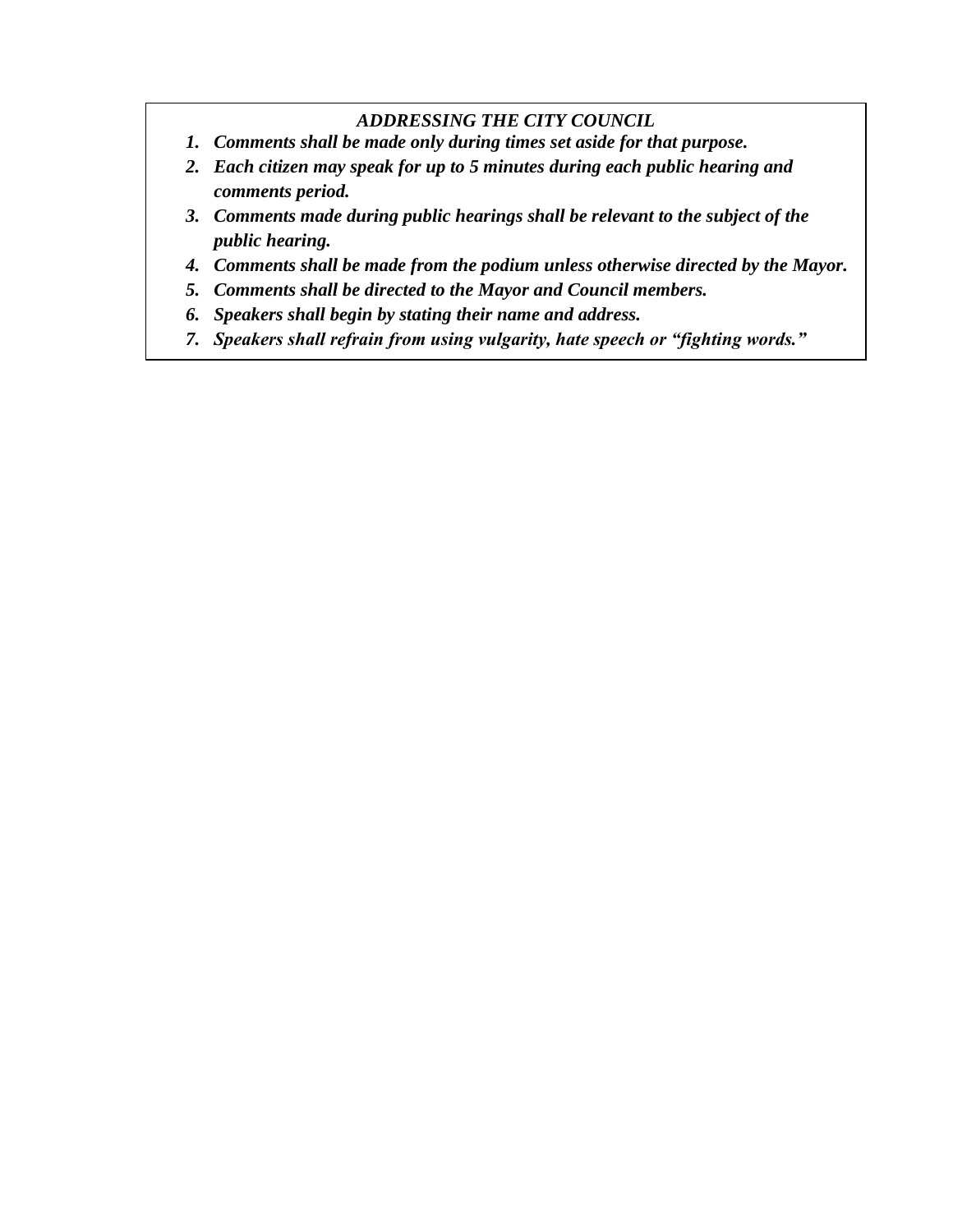***ADDRESSING THE CITY COUNCIL***

1. ***Comments shall be made only during times set aside for that purpose.***
2. ***Each citizen may speak for up to 5 minutes during each public hearing and comments period.***
3. ***Comments made during public hearings shall be relevant to the subject of the public hearing.***
4. ***Comments shall be made from the podium unless otherwise directed by the Mayor.***
5. ***Comments shall be directed to the Mayor and Council members.***
6. ***Speakers shall begin by stating their name and address.***
7. ***Speakers shall refrain from using vulgarity, hate speech or "fighting words."***